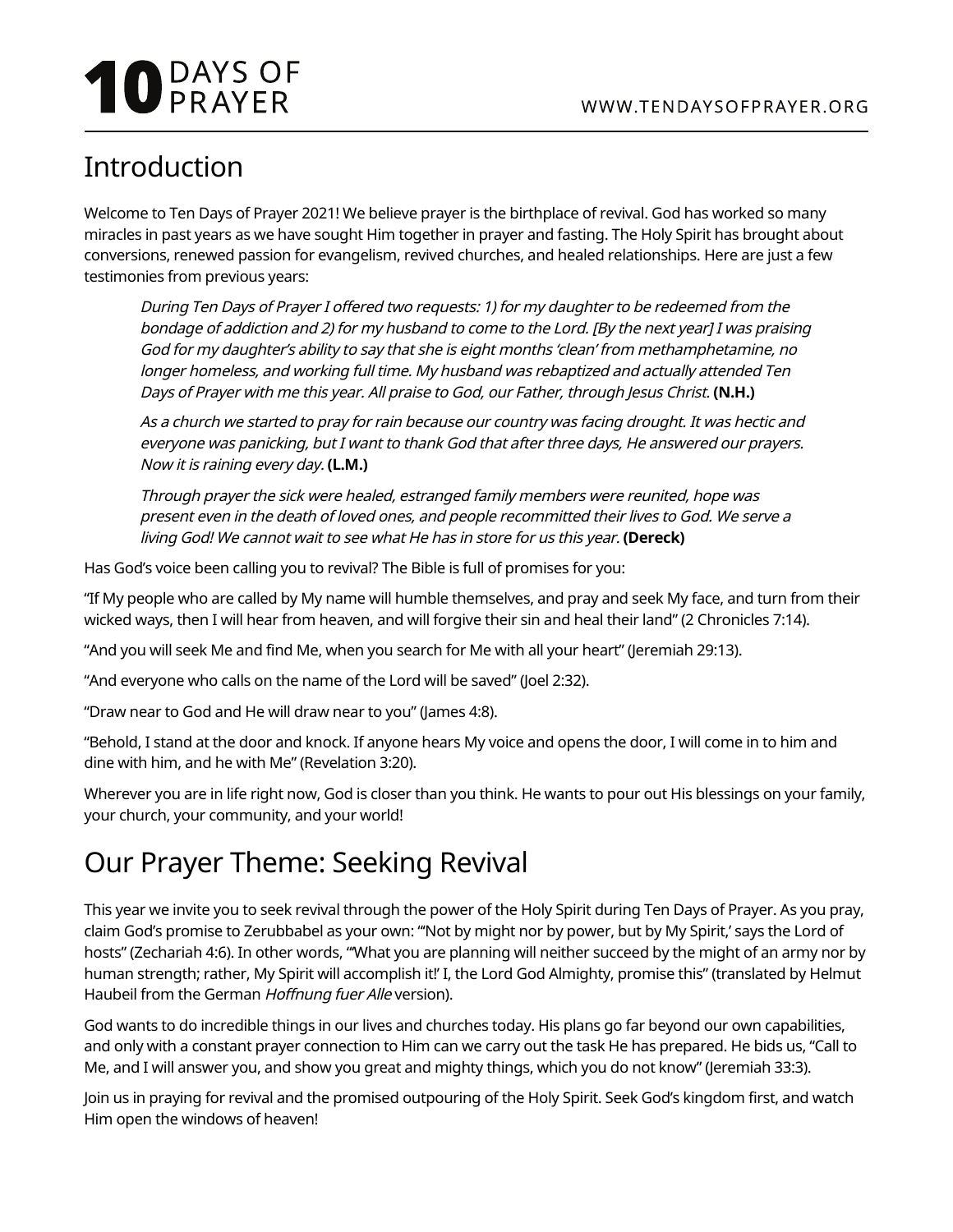# Introduction

Welcome to Ten Days of Prayer 2021! We believe prayer is the birthplace of revival. God has worked so many miracles in past years as we have sought Him together in prayer and fasting. The Holy Spirit has brought about conversions, renewed passion for evangelism, revived churches, and healed relationships. Here are just a few testimonies from previous years:

> *During Ten Days of Prayer I offered two requests: 1) for my daughter to be redeemed from the bondage of addiction and 2) for my husband to come to the Lord. [By the next year] I was praising God for my daughter's ability to say that she is eight months 'clean' from methamphetamine, no longer homeless, and working full time. My husband was rebaptized and actually attended Ten Days of Prayer with me this year. All praise to God, our Father, through Jesus Christ.* **(N.H.)**
>
> *As a church we started to pray for rain because our country was facing drought. It was hectic and everyone was panicking, but I want to thank God that after three days, He answered our prayers. Now it is raining every day.* **(L.M.)**
>
> *Through prayer the sick were healed, estranged family members were reunited, hope was present even in the death of loved ones, and people recommitted their lives to God. We serve a living God! We cannot wait to see what He has in store for us this year.* **(Dereck)**

Has God's voice been calling you to revival? The Bible is full of promises for you:

"If My people who are called by My name will humble themselves, and pray and seek My face, and turn from their wicked ways, then I will hear from heaven, and will forgive their sin and heal their land" (2 Chronicles 7:14).

"And you will seek Me and find Me, when you search for Me with all your heart" (Jeremiah 29:13).

"And everyone who calls on the name of the Lord will be saved" (Joel 2:32).

"Draw near to God and He will draw near to you" (James 4:8).

"Behold, I stand at the door and knock. If anyone hears My voice and opens the door, I will come in to him and dine with him, and he with Me" (Revelation 3:20).

Wherever you are in life right now, God is closer than you think. He wants to pour out His blessings on your family, your church, your community, and your world!

# Our Prayer Theme: Seeking Revival

This year we invite you to seek revival through the power of the Holy Spirit during Ten Days of Prayer. As you pray, claim God's promise to Zerubbabel as your own: "'Not by might nor by power, but by My Spirit,' says the Lord of hosts" (Zechariah 4:6). In other words, "'What you are planning will neither succeed by the might of an army nor by human strength; rather, My Spirit will accomplish it!' I, the Lord God Almighty, promise this" (translated by Helmut Haubeil from the German *Hoffnung fuer Alle* version).

God wants to do incredible things in our lives and churches today. His plans go far beyond our own capabilities, and only with a constant prayer connection to Him can we carry out the task He has prepared. He bids us, "Call to Me, and I will answer you, and show you great and mighty things, which you do not know" (Jeremiah 33:3).

Join us in praying for revival and the promised outpouring of the Holy Spirit. Seek God's kingdom first, and watch Him open the windows of heaven!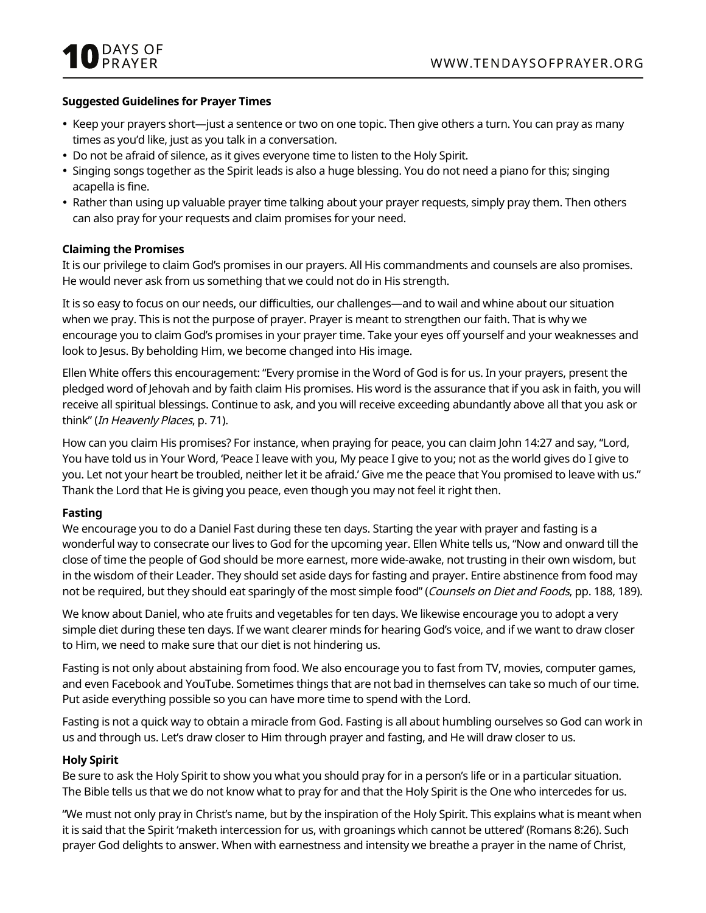**Suggested Guidelines for Prayer Times**

- Keep your prayers short—just a sentence or two on one topic. Then give others a turn. You can pray as many times as you'd like, just as you talk in a conversation.
- Do not be afraid of silence, as it gives everyone time to listen to the Holy Spirit.
- Singing songs together as the Spirit leads is also a huge blessing. You do not need a piano for this; singing acapella is fine.
- Rather than using up valuable prayer time talking about your prayer requests, simply pray them. Then others can also pray for your requests and claim promises for your need.

**Claiming the Promises**

It is our privilege to claim God's promises in our prayers. All His commandments and counsels are also promises. He would never ask from us something that we could not do in His strength.

It is so easy to focus on our needs, our difficulties, our challenges—and to wail and whine about our situation when we pray. This is not the purpose of prayer. Prayer is meant to strengthen our faith. That is why we encourage you to claim God's promises in your prayer time. Take your eyes off yourself and your weaknesses and look to Jesus. By beholding Him, we become changed into His image.

Ellen White offers this encouragement: "Every promise in the Word of God is for us. In your prayers, present the pledged word of Jehovah and by faith claim His promises. His word is the assurance that if you ask in faith, you will receive all spiritual blessings. Continue to ask, and you will receive exceeding abundantly above all that you ask or think" (*In Heavenly Places*, p. 71).

How can you claim His promises? For instance, when praying for peace, you can claim John 14:27 and say, "Lord, You have told us in Your Word, 'Peace I leave with you, My peace I give to you; not as the world gives do I give to you. Let not your heart be troubled, neither let it be afraid.' Give me the peace that You promised to leave with us." Thank the Lord that He is giving you peace, even though you may not feel it right then.

**Fasting**

We encourage you to do a Daniel Fast during these ten days. Starting the year with prayer and fasting is a wonderful way to consecrate our lives to God for the upcoming year. Ellen White tells us, "Now and onward till the close of time the people of God should be more earnest, more wide-awake, not trusting in their own wisdom, but in the wisdom of their Leader. They should set aside days for fasting and prayer. Entire abstinence from food may not be required, but they should eat sparingly of the most simple food" (*Counsels on Diet and Foods*, pp. 188, 189).

We know about Daniel, who ate fruits and vegetables for ten days. We likewise encourage you to adopt a very simple diet during these ten days. If we want clearer minds for hearing God's voice, and if we want to draw closer to Him, we need to make sure that our diet is not hindering us.

Fasting is not only about abstaining from food. We also encourage you to fast from TV, movies, computer games, and even Facebook and YouTube. Sometimes things that are not bad in themselves can take so much of our time. Put aside everything possible so you can have more time to spend with the Lord.

Fasting is not a quick way to obtain a miracle from God. Fasting is all about humbling ourselves so God can work in us and through us. Let's draw closer to Him through prayer and fasting, and He will draw closer to us.

**Holy Spirit**

Be sure to ask the Holy Spirit to show you what you should pray for in a person's life or in a particular situation. The Bible tells us that we do not know what to pray for and that the Holy Spirit is the One who intercedes for us.

"We must not only pray in Christ's name, but by the inspiration of the Holy Spirit. This explains what is meant when it is said that the Spirit 'maketh intercession for us, with groanings which cannot be uttered' (Romans 8:26). Such prayer God delights to answer. When with earnestness and intensity we breathe a prayer in the name of Christ,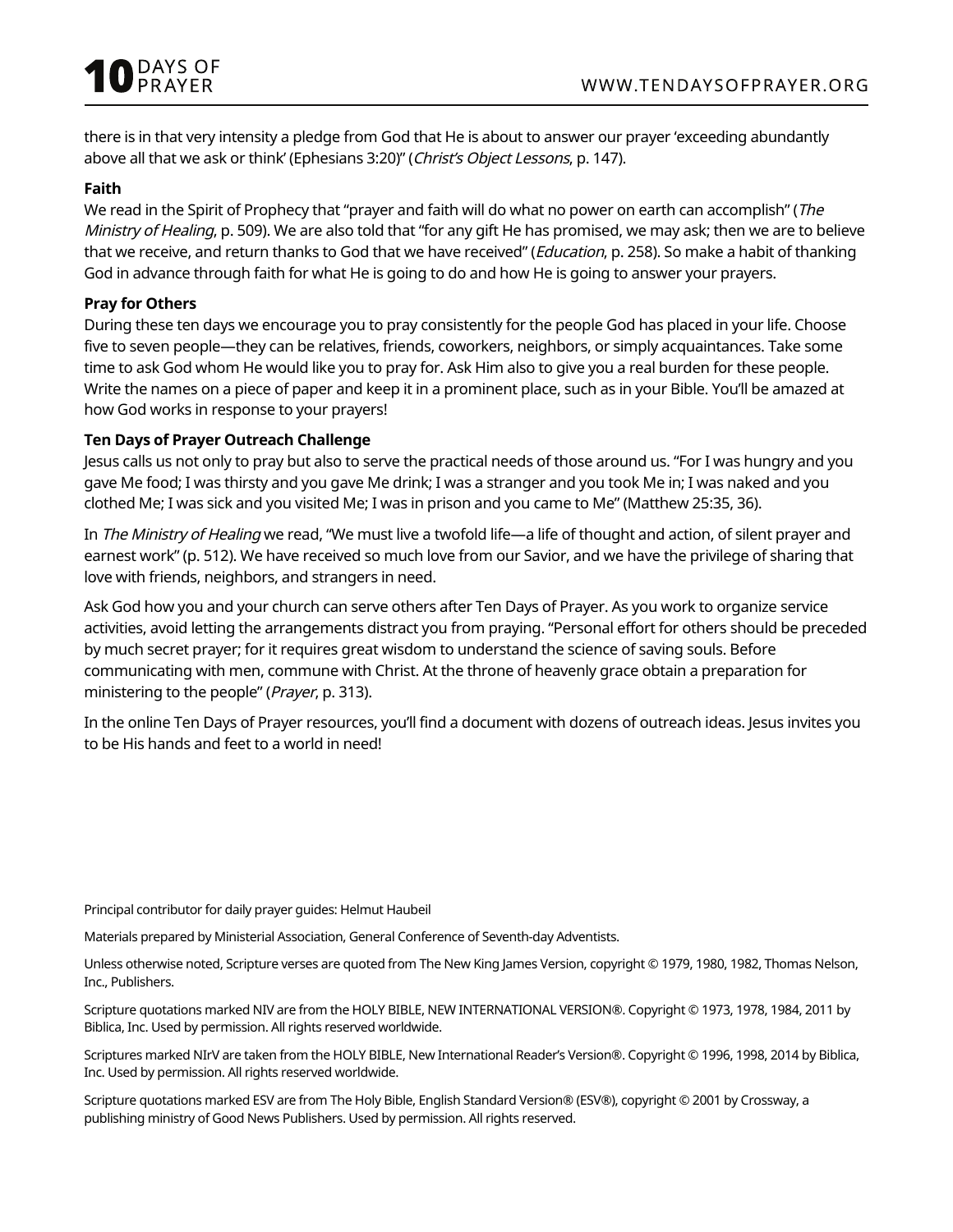there is in that very intensity a pledge from God that He is about to answer our prayer 'exceeding abundantly above all that we ask or think' (Ephesians 3:20)" (*Christ's Object Lessons*, p. 147).

**Faith**

We read in the Spirit of Prophecy that "prayer and faith will do what no power on earth can accomplish" (*The Ministry of Healing*, p. 509). We are also told that "for any gift He has promised, we may ask; then we are to believe that we receive, and return thanks to God that we have received" (*Education*, p. 258). So make a habit of thanking God in advance through faith for what He is going to do and how He is going to answer your prayers.

**Pray for Others**

During these ten days we encourage you to pray consistently for the people God has placed in your life. Choose five to seven people—they can be relatives, friends, coworkers, neighbors, or simply acquaintances. Take some time to ask God whom He would like you to pray for. Ask Him also to give you a real burden for these people. Write the names on a piece of paper and keep it in a prominent place, such as in your Bible. You'll be amazed at how God works in response to your prayers!

**Ten Days of Prayer Outreach Challenge**

Jesus calls us not only to pray but also to serve the practical needs of those around us. "For I was hungry and you gave Me food; I was thirsty and you gave Me drink; I was a stranger and you took Me in; I was naked and you clothed Me; I was sick and you visited Me; I was in prison and you came to Me" (Matthew 25:35, 36).

In *The Ministry of Healing* we read, "We must live a twofold life—a life of thought and action, of silent prayer and earnest work" (p. 512). We have received so much love from our Savior, and we have the privilege of sharing that love with friends, neighbors, and strangers in need.

Ask God how you and your church can serve others after Ten Days of Prayer. As you work to organize service activities, avoid letting the arrangements distract you from praying. "Personal effort for others should be preceded by much secret prayer; for it requires great wisdom to understand the science of saving souls. Before communicating with men, commune with Christ. At the throne of heavenly grace obtain a preparation for ministering to the people" (*Prayer*, p. 313).

In the online Ten Days of Prayer resources, you'll find a document with dozens of outreach ideas. Jesus invites you to be His hands and feet to a world in need!

Principal contributor for daily prayer guides: Helmut Haubeil

Materials prepared by Ministerial Association, General Conference of Seventh-day Adventists.

Unless otherwise noted, Scripture verses are quoted from The New King James Version, copyright © 1979, 1980, 1982, Thomas Nelson, Inc., Publishers.

Scripture quotations marked NIV are from the HOLY BIBLE, NEW INTERNATIONAL VERSION®. Copyright © 1973, 1978, 1984, 2011 by Biblica, Inc. Used by permission. All rights reserved worldwide.

Scriptures marked NIrV are taken from the HOLY BIBLE, New International Reader's Version®. Copyright © 1996, 1998, 2014 by Biblica, Inc. Used by permission. All rights reserved worldwide.

Scripture quotations marked ESV are from The Holy Bible, English Standard Version® (ESV®), copyright © 2001 by Crossway, a publishing ministry of Good News Publishers. Used by permission. All rights reserved.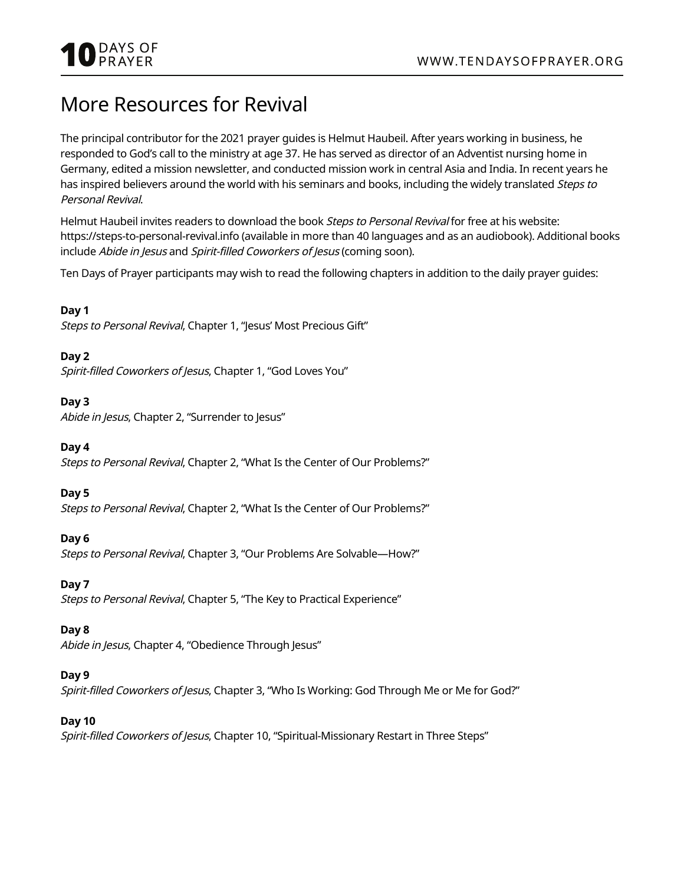# More Resources for Revival

The principal contributor for the 2021 prayer guides is Helmut Haubeil. After years working in business, he responded to God's call to the ministry at age 37. He has served as director of an Adventist nursing home in Germany, edited a mission newsletter, and conducted mission work in central Asia and India. In recent years he has inspired believers around the world with his seminars and books, including the widely translated *Steps to Personal Revival*.

Helmut Haubeil invites readers to download the book *Steps to Personal Revival* for free at his website: https://steps-to-personal-revival.info (available in more than 40 languages and as an audiobook). Additional books include *Abide in Jesus* and *Spirit-filled Coworkers of Jesus* (coming soon).

Ten Days of Prayer participants may wish to read the following chapters in addition to the daily prayer guides:

**Day 1**
*Steps to Personal Revival*, Chapter 1, "Jesus' Most Precious Gift"

**Day 2**
*Spirit-filled Coworkers of Jesus*, Chapter 1, "God Loves You"

**Day 3**
*Abide in Jesus*, Chapter 2, "Surrender to Jesus"

**Day 4**
*Steps to Personal Revival*, Chapter 2, "What Is the Center of Our Problems?"

**Day 5**
*Steps to Personal Revival*, Chapter 2, "What Is the Center of Our Problems?"

**Day 6**
*Steps to Personal Revival*, Chapter 3, "Our Problems Are Solvable—How?"

**Day 7**
*Steps to Personal Revival*, Chapter 5, "The Key to Practical Experience"

**Day 8**
*Abide in Jesus*, Chapter 4, "Obedience Through Jesus"

**Day 9**
*Spirit-filled Coworkers of Jesus*, Chapter 3, "Who Is Working: God Through Me or Me for God?"

**Day 10**
*Spirit-filled Coworkers of Jesus*, Chapter 10, "Spiritual-Missionary Restart in Three Steps"